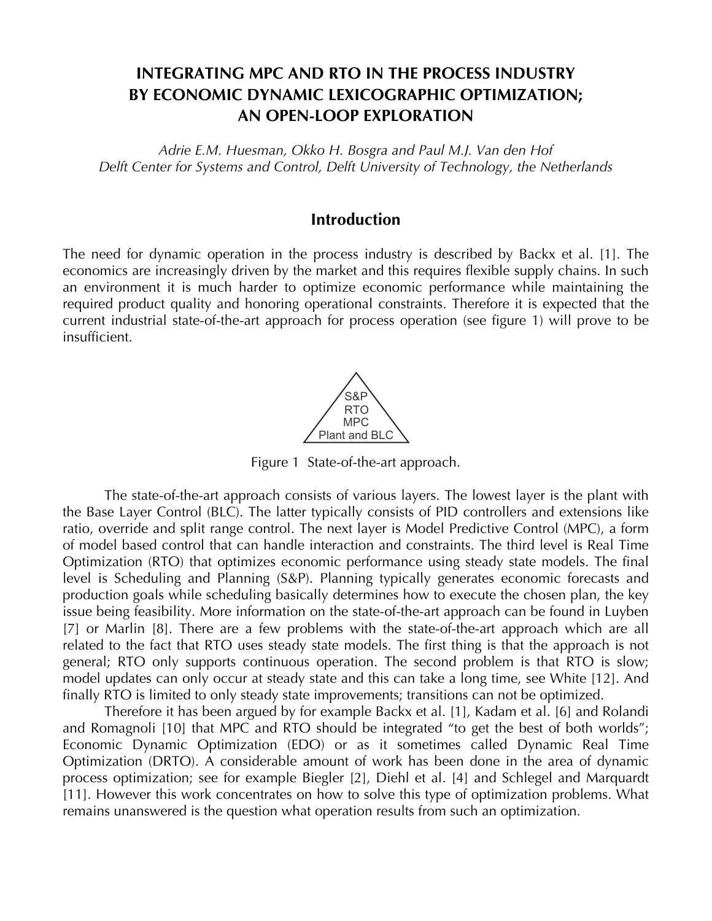# INTEGRATING MPC AND RTO IN THE PROCESS INDUSTRY BY ECONOMIC DYNAMIC LEXICOGRAPHIC OPTIMIZATION; AN OPEN-LOOP EXPLORATION

*Adrie E.M. Huesman, Okko H. Bosgra and Paul M.J. Van den Hof*
*Delft Center for Systems and Control, Delft University of Technology, the Netherlands*

## Introduction

The need for dynamic operation in the process industry is described by Backx et al. [1]. The economics are increasingly driven by the market and this requires flexible supply chains. In such an environment it is much harder to optimize economic performance while maintaining the required product quality and honoring operational constraints. Therefore it is expected that the current industrial state-of-the-art approach for process operation (see figure 1) will prove to be insufficient.

S&P
RTO
MPC
Plant and BLC

Figure 1 State-of-the-art approach.

The state-of-the-art approach consists of various layers. The lowest layer is the plant with the Base Layer Control (BLC). The latter typically consists of PID controllers and extensions like ratio, override and split range control. The next layer is Model Predictive Control (MPC), a form of model based control that can handle interaction and constraints. The third level is Real Time Optimization (RTO) that optimizes economic performance using steady state models. The final level is Scheduling and Planning (S&P). Planning typically generates economic forecasts and production goals while scheduling basically determines how to execute the chosen plan, the key issue being feasibility. More information on the state-of-the-art approach can be found in Luyben [7] or Marlin [8]. There are a few problems with the state-of-the-art approach which are all related to the fact that RTO uses steady state models. The first thing is that the approach is not general; RTO only supports continuous operation. The second problem is that RTO is slow; model updates can only occur at steady state and this can take a long time, see White [12]. And finally RTO is limited to only steady state improvements; transitions can not be optimized.

Therefore it has been argued by for example Backx et al. [1], Kadam et al. [6] and Rolandi and Romagnoli [10] that MPC and RTO should be integrated "to get the best of both worlds"; Economic Dynamic Optimization (EDO) or as it sometimes called Dynamic Real Time Optimization (DRTO). A considerable amount of work has been done in the area of dynamic process optimization; see for example Biegler [2], Diehl et al. [4] and Schlegel and Marquardt [11]. However this work concentrates on how to solve this type of optimization problems. What remains unanswered is the question what operation results from such an optimization.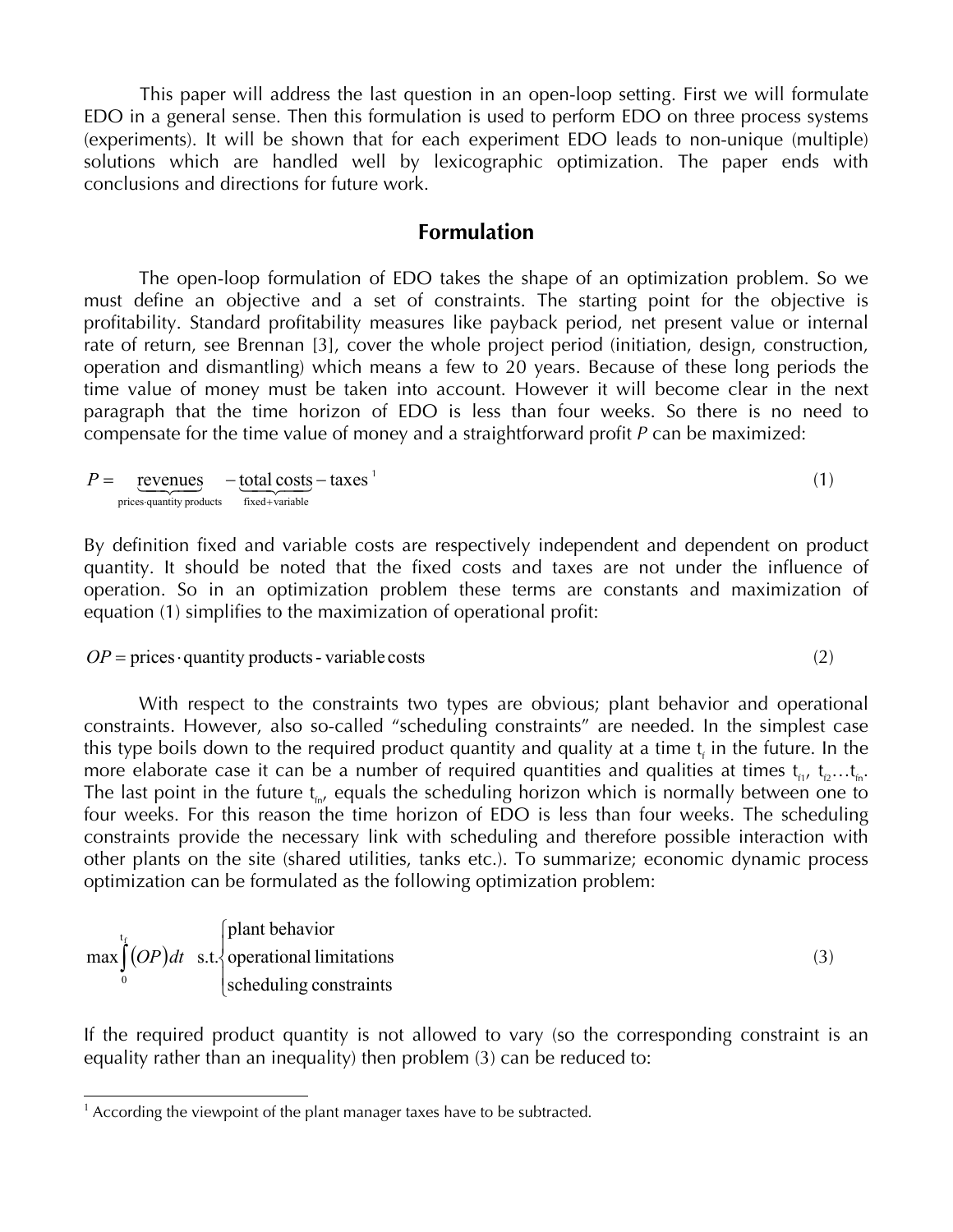This paper will address the last question in an open-loop setting. First we will formulate EDO in a general sense. Then this formulation is used to perform EDO on three process systems (experiments). It will be shown that for each experiment EDO leads to non-unique (multiple) solutions which are handled well by lexicographic optimization. The paper ends with conclusions and directions for future work.

## Formulation

The open-loop formulation of EDO takes the shape of an optimization problem. So we must define an objective and a set of constraints. The starting point for the objective is profitability. Standard profitability measures like payback period, net present value or internal rate of return, see Brennan [3], cover the whole project period (initiation, design, construction, operation and dismantling) which means a few to 20 years. Because of these long periods the time value of money must be taken into account. However it will become clear in the next paragraph that the time horizon of EDO is less than four weeks. So there is no need to compensate for the time value of money and a straightforward profit *P* can be maximized:

$$P = \underbrace{\text{revenues}}_{\text{prices}\cdot\text{quantity products}} - \underbrace{\text{total costs}}_{\text{fixed+variable}} - \text{taxes}\,[1] \tag{1}$$

By definition fixed and variable costs are respectively independent and dependent on product quantity. It should be noted that the fixed costs and taxes are not under the influence of operation. So in an optimization problem these terms are constants and maximization of equation (1) simplifies to the maximization of operational profit:

$$OP = \text{prices} \cdot \text{quantity products - variable costs} \tag{2}$$

With respect to the constraints two types are obvious; plant behavior and operational constraints. However, also so-called "scheduling constraints" are needed. In the simplest case this type boils down to the required product quantity and quality at a time $t_f$ in the future. In the more elaborate case it can be a number of required quantities and qualities at times $t_{f1}$, $t_{f2}\ldots t_{fn}$. The last point in the future $t_{fn}$, equals the scheduling horizon which is normally between one to four weeks. For this reason the time horizon of EDO is less than four weeks. The scheduling constraints provide the necessary link with scheduling and therefore possible interaction with other plants on the site (shared utilities, tanks etc.). To summarize; economic dynamic process optimization can be formulated as the following optimization problem:

$$\max \int_0^{t_f} (OP)\,dt \quad \text{s.t.} \begin{cases} \text{plant behavior} \\ \text{operational limitations} \\ \text{scheduling constraints} \end{cases} \tag{3}$$

If the required product quantity is not allowed to vary (so the corresponding constraint is an equality rather than an inequality) then problem (3) can be reduced to:

---

[1] According the viewpoint of the plant manager taxes have to be subtracted.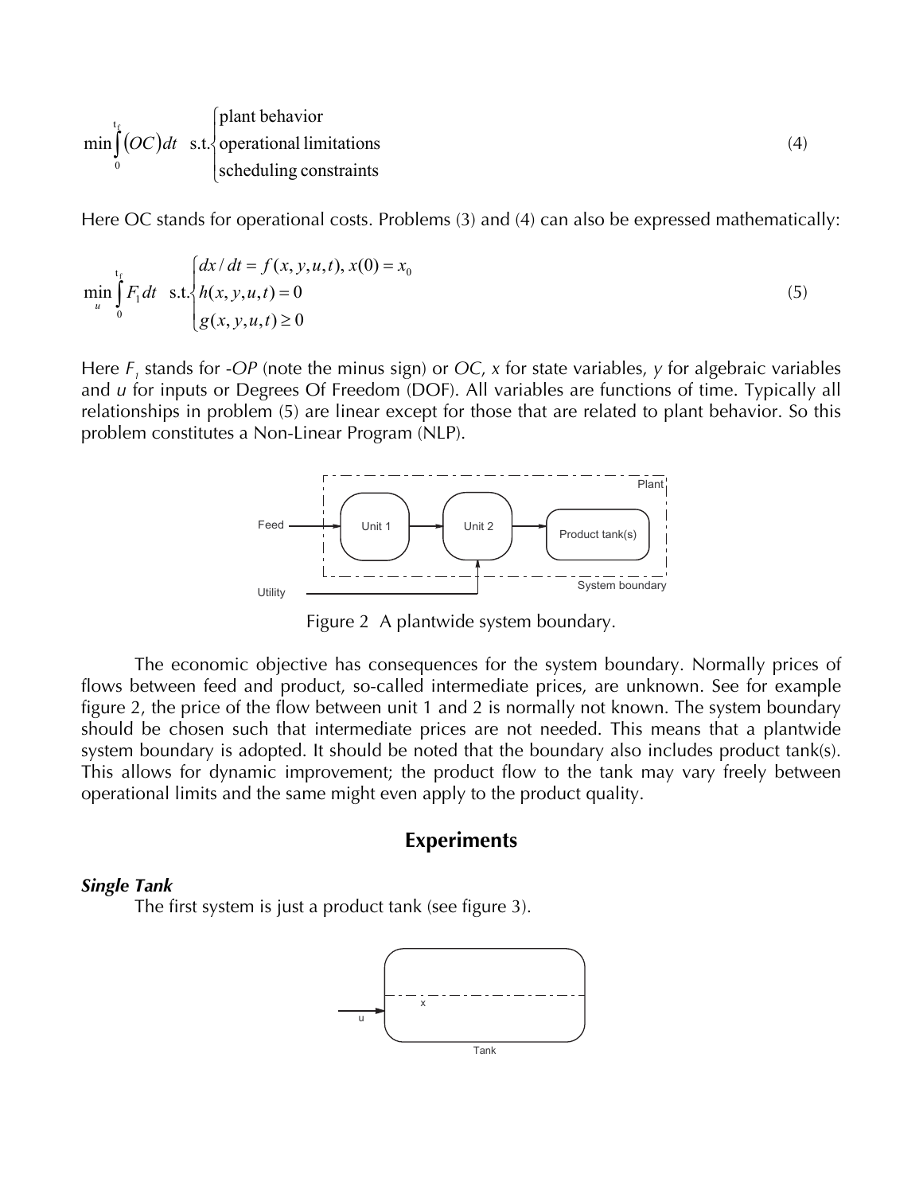$$\min \int_0^{t_f} (OC)dt \quad \text{s.t.} \begin{cases} \text{plant behavior} \\ \text{operational limitations} \\ \text{scheduling constraints} \end{cases} \tag{4}$$

Here OC stands for operational costs. Problems (3) and (4) can also be expressed mathematically:

$$\min_u \int_0^{t_f} F_1 dt \quad \text{s.t.} \begin{cases} dx/dt = f(x,y,u,t),\ x(0) = x_0 \\ h(x,y,u,t) = 0 \\ g(x,y,u,t) \geq 0 \end{cases} \tag{5}$$

Here $F_1$ stands for -*OP* (note the minus sign) or *OC*, *x* for state variables, *y* for algebraic variables and *u* for inputs or Degrees Of Freedom (DOF). All variables are functions of time. Typically all relationships in problem (5) are linear except for those that are related to plant behavior. So this problem constitutes a Non-Linear Program (NLP).

Figure 2 A plantwide system boundary.

The economic objective has consequences for the system boundary. Normally prices of flows between feed and product, so-called intermediate prices, are unknown. See for example figure 2, the price of the flow between unit 1 and 2 is normally not known. The system boundary should be chosen such that intermediate prices are not needed. This means that a plantwide system boundary is adopted. It should be noted that the boundary also includes product tank(s). This allows for dynamic improvement; the product flow to the tank may vary freely between operational limits and the same might even apply to the product quality.

## Experiments

### *Single Tank*

The first system is just a product tank (see figure 3).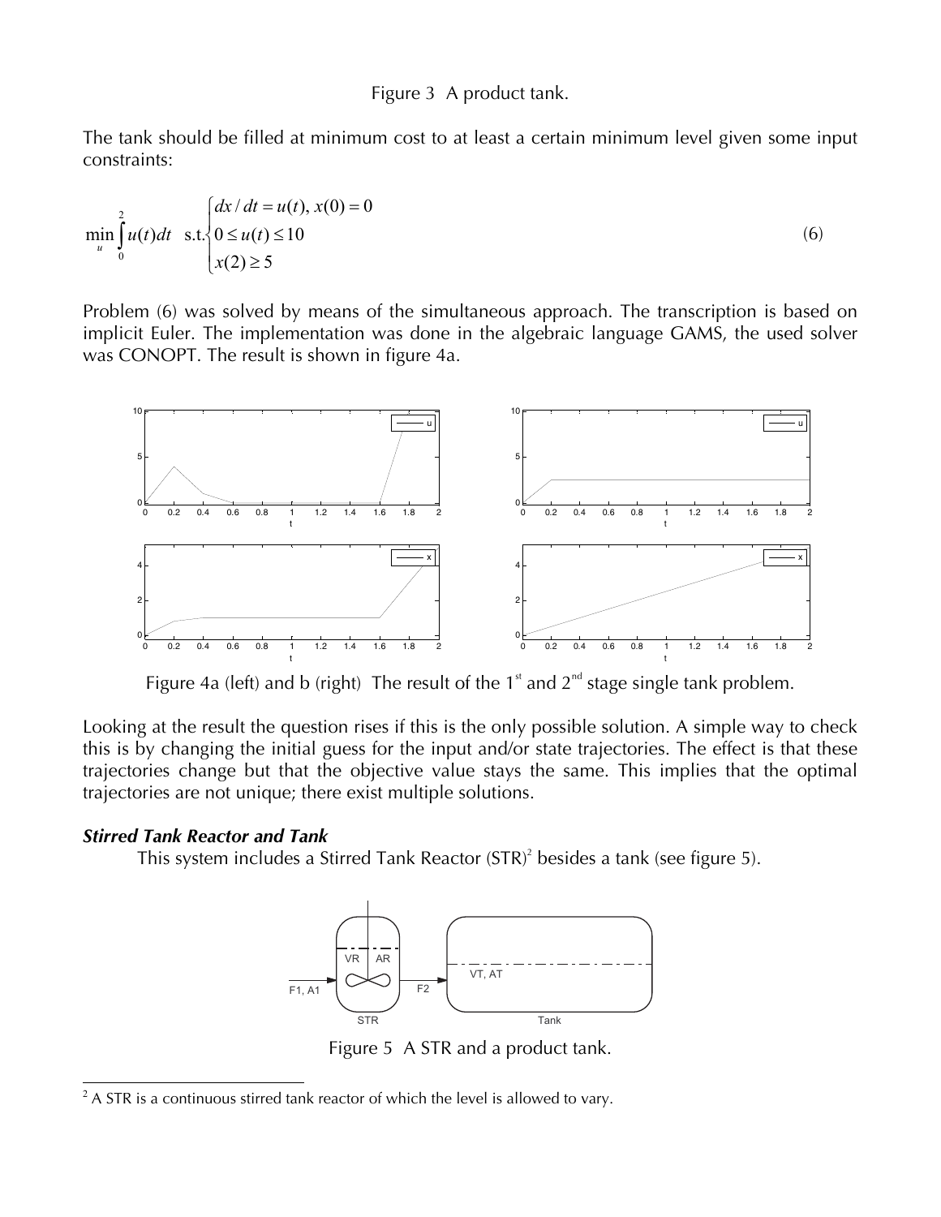Figure 3 A product tank.

The tank should be filled at minimum cost to at least a certain minimum level given some input constraints:

$$\min_u \int_0^2 u(t)dt \quad \text{s.t.} \begin{cases} dx/dt = u(t),\ x(0) = 0 \\ 0 \le u(t) \le 10 \\ x(2) \ge 5 \end{cases} \tag{6}$$

Problem (6) was solved by means of the simultaneous approach. The transcription is based on implicit Euler. The implementation was done in the algebraic language GAMS, the used solver was CONOPT. The result is shown in figure 4a.

Figure 4a (left) and b (right) The result of the 1st and 2nd stage single tank problem.

Looking at the result the question rises if this is the only possible solution. A simple way to check this is by changing the initial guess for the input and/or state trajectories. The effect is that these trajectories change but that the objective value stays the same. This implies that the optimal trajectories are not unique; there exist multiple solutions.

### *Stirred Tank Reactor and Tank*

This system includes a Stirred Tank Reactor (STR)[2] besides a tank (see figure 5).

Figure 5 A STR and a product tank.

[2] A STR is a continuous stirred tank reactor of which the level is allowed to vary.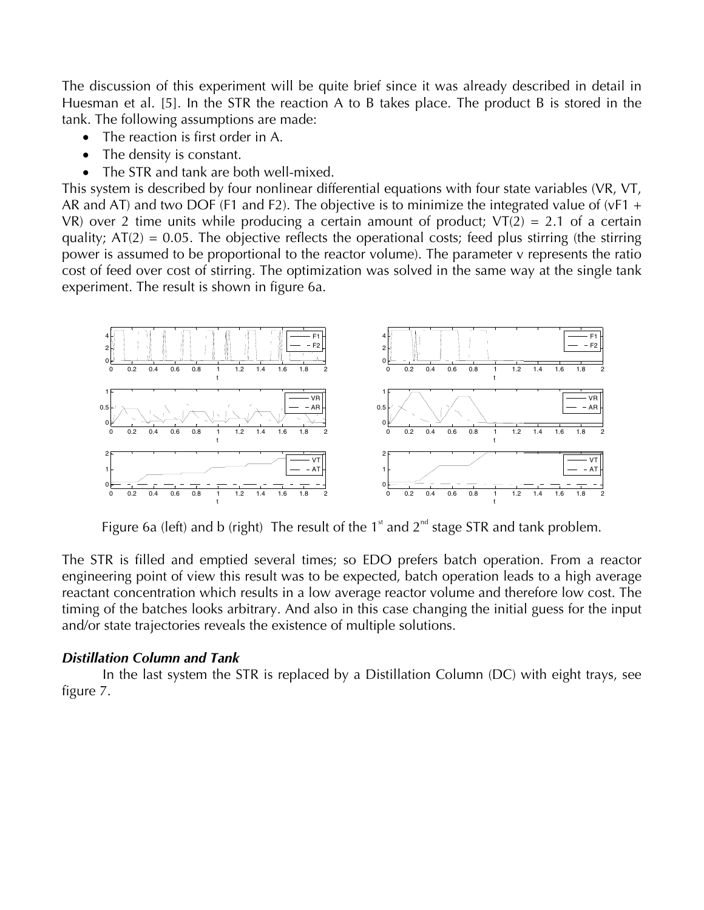The discussion of this experiment will be quite brief since it was already described in detail in Huesman et al. [5]. In the STR the reaction A to B takes place. The product B is stored in the tank. The following assumptions are made:

- The reaction is first order in A.
- The density is constant.
- The STR and tank are both well-mixed.

This system is described by four nonlinear differential equations with four state variables (VR, VT, AR and AT) and two DOF (F1 and F2). The objective is to minimize the integrated value of (vF1 + VR) over 2 time units while producing a certain amount of product; VT(2) = 2.1 of a certain quality; AT(2) = 0.05. The objective reflects the operational costs; feed plus stirring (the stirring power is assumed to be proportional to the reactor volume). The parameter v represents the ratio cost of feed over cost of stirring. The optimization was solved in the same way at the single tank experiment. The result is shown in figure 6a.

Figure 6a (left) and b (right) The result of the 1st and 2nd stage STR and tank problem.

The STR is filled and emptied several times; so EDO prefers batch operation. From a reactor engineering point of view this result was to be expected, batch operation leads to a high average reactant concentration which results in a low average reactor volume and therefore low cost. The timing of the batches looks arbitrary. And also in this case changing the initial guess for the input and/or state trajectories reveals the existence of multiple solutions.

### *Distillation Column and Tank*

In the last system the STR is replaced by a Distillation Column (DC) with eight trays, see figure 7.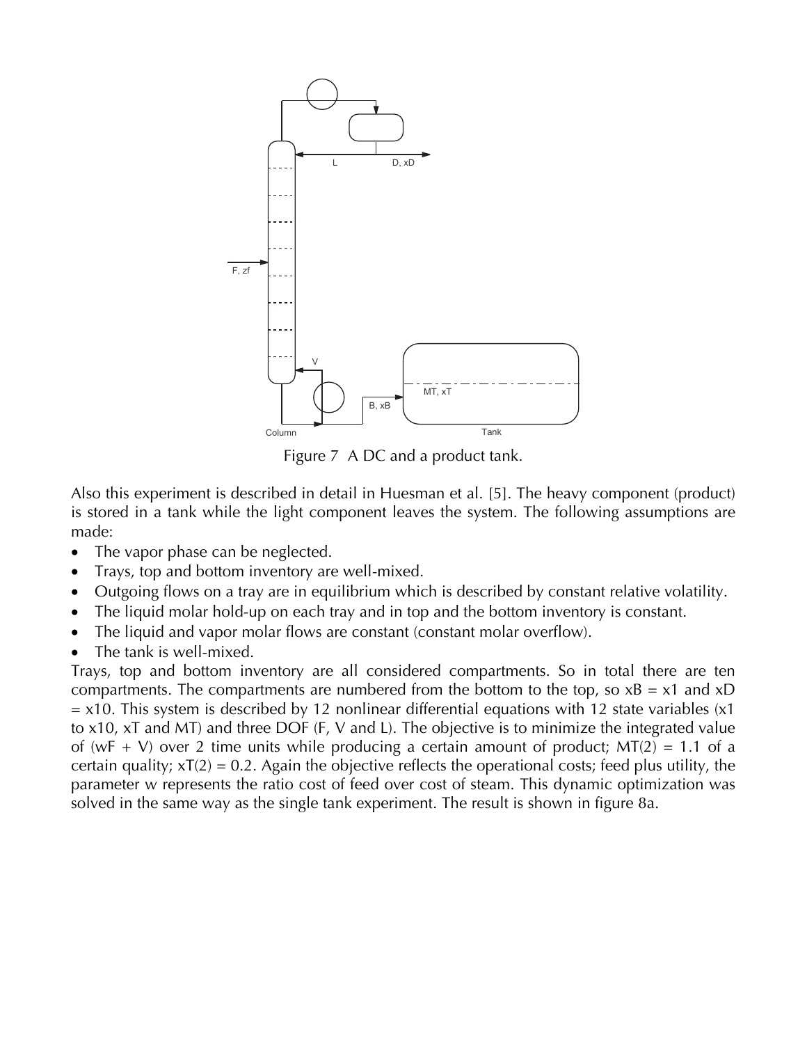Figure 7  A DC and a product tank.

Also this experiment is described in detail in Huesman et al. [5]. The heavy component (product) is stored in a tank while the light component leaves the system. The following assumptions are made:

- The vapor phase can be neglected.
- Trays, top and bottom inventory are well-mixed.
- Outgoing flows on a tray are in equilibrium which is described by constant relative volatility.
- The liquid molar hold-up on each tray and in top and the bottom inventory is constant.
- The liquid and vapor molar flows are constant (constant molar overflow).
- The tank is well-mixed.

Trays, top and bottom inventory are all considered compartments. So in total there are ten compartments. The compartments are numbered from the bottom to the top, so $xB = x1$ and $xD = x10$. This system is described by 12 nonlinear differential equations with 12 state variables (x1 to x10, xT and MT) and three DOF (F, V and L). The objective is to minimize the integrated value of (wF + V) over 2 time units while producing a certain amount of product; $MT(2) = 1.1$ of a certain quality; $xT(2) = 0.2$. Again the objective reflects the operational costs; feed plus utility, the parameter w represents the ratio cost of feed over cost of steam. This dynamic optimization was solved in the same way as the single tank experiment. The result is shown in figure 8a.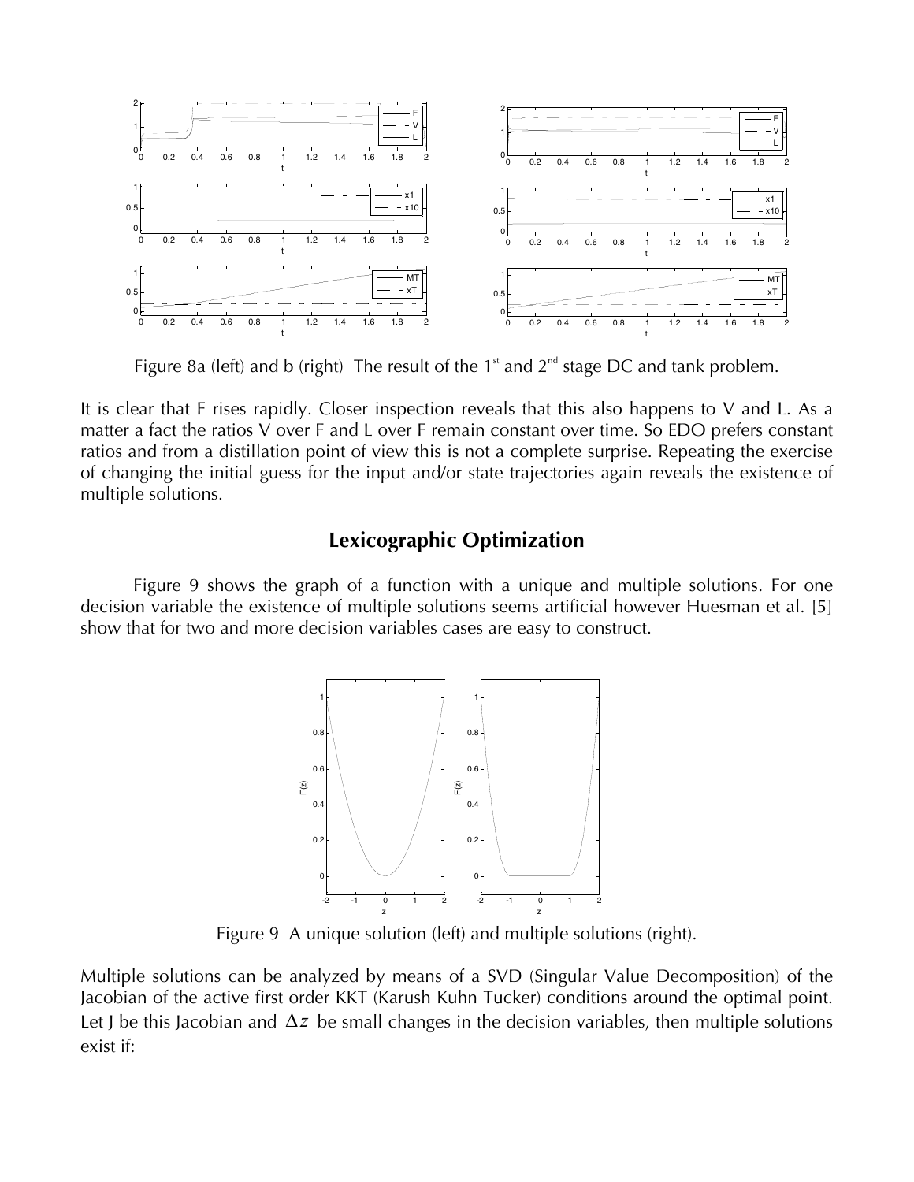Figure 8a (left) and b (right) The result of the 1[st] and 2[nd] stage DC and tank problem.

It is clear that F rises rapidly. Closer inspection reveals that this also happens to V and L. As a matter a fact the ratios V over F and L over F remain constant over time. So EDO prefers constant ratios and from a distillation point of view this is not a complete surprise. Repeating the exercise of changing the initial guess for the input and/or state trajectories again reveals the existence of multiple solutions.

## Lexicographic Optimization

Figure 9 shows the graph of a function with a unique and multiple solutions. For one decision variable the existence of multiple solutions seems artificial however Huesman et al. [5] show that for two and more decision variables cases are easy to construct.

Figure 9 A unique solution (left) and multiple solutions (right).

Multiple solutions can be analyzed by means of a SVD (Singular Value Decomposition) of the Jacobian of the active first order KKT (Karush Kuhn Tucker) conditions around the optimal point. Let J be this Jacobian and $\Delta z$ be small changes in the decision variables, then multiple solutions exist if: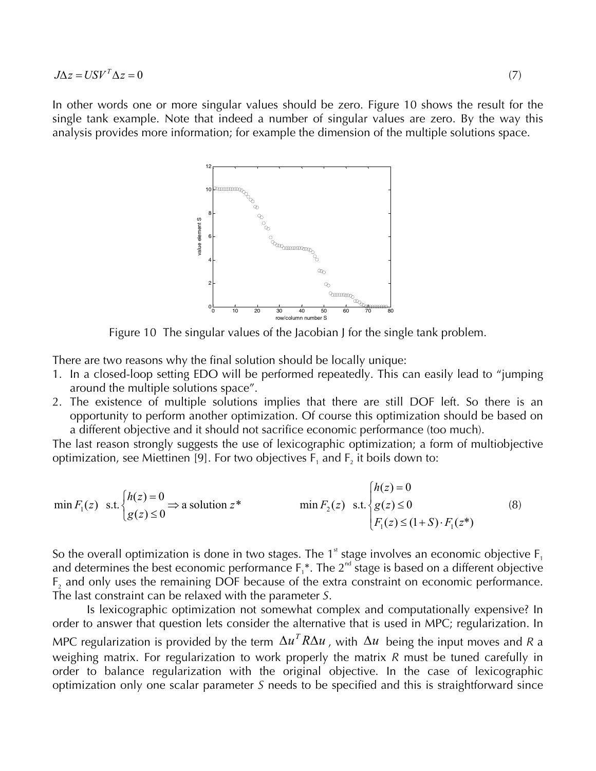$$J\Delta z = USV^T \Delta z = 0 \tag{7}$$

In other words one or more singular values should be zero. Figure 10 shows the result for the single tank example. Note that indeed a number of singular values are zero. By the way this analysis provides more information; for example the dimension of the multiple solutions space.

Figure 10 The singular values of the Jacobian J for the single tank problem.

There are two reasons why the final solution should be locally unique:

1. In a closed-loop setting EDO will be performed repeatedly. This can easily lead to "jumping around the multiple solutions space".
2. The existence of multiple solutions implies that there are still DOF left. So there is an opportunity to perform another optimization. Of course this optimization should be based on a different objective and it should not sacrifice economic performance (too much).

The last reason strongly suggests the use of lexicographic optimization; a form of multiobjective optimization, see Miettinen [9]. For two objectives $F_1$ and $F_2$ it boils down to:

$$\min F_1(z) \quad \text{s.t.} \begin{cases} h(z) = 0 \\ g(z) \leq 0 \end{cases} \Rightarrow \text{a solution } z^* \qquad\qquad \min F_2(z) \quad \text{s.t.} \begin{cases} h(z) = 0 \\ g(z) \leq 0 \\ F_1(z) \leq (1+S) \cdot F_1(z^*) \end{cases} \tag{8}$$

So the overall optimization is done in two stages. The 1st stage involves an economic objective $F_1$ and determines the best economic performance $F_1^*$. The 2nd stage is based on a different objective $F_2$ and only uses the remaining DOF because of the extra constraint on economic performance. The last constraint can be relaxed with the parameter *S*.

Is lexicographic optimization not somewhat complex and computationally expensive? In order to answer that question lets consider the alternative that is used in MPC; regularization. In MPC regularization is provided by the term $\Delta u^T R \Delta u$, with $\Delta u$ being the input moves and *R* a weighing matrix. For regularization to work properly the matrix *R* must be tuned carefully in order to balance regularization with the original objective. In the case of lexicographic optimization only one scalar parameter *S* needs to be specified and this is straightforward since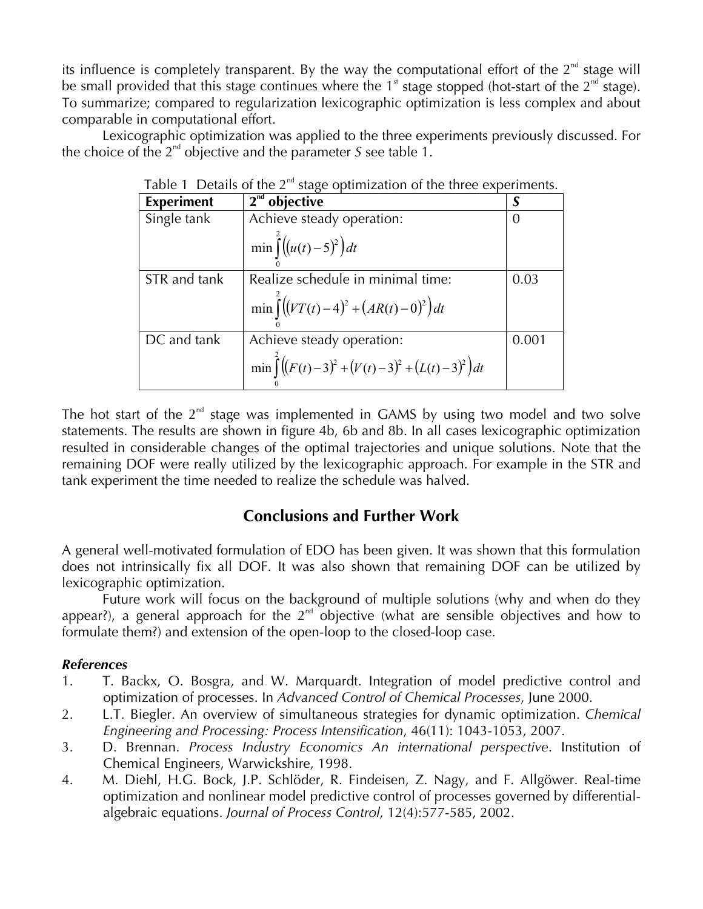its influence is completely transparent. By the way the computational effort of the 2nd stage will be small provided that this stage continues where the 1st stage stopped (hot-start of the 2nd stage). To summarize; compared to regularization lexicographic optimization is less complex and about comparable in computational effort.

Lexicographic optimization was applied to the three experiments previously discussed. For the choice of the 2nd objective and the parameter *S* see table 1.

Table 1 Details of the 2nd stage optimization of the three experiments.

| **Experiment** | **2nd objective** | ***S*** |
|---|---|---|
| Single tank | Achieve steady operation: $\min \int_0^2 \left( (u(t) - 5)^2 \right) dt$ | 0 |
| STR and tank | Realize schedule in minimal time: $\min \int_0^2 \left( (VT(t) - 4)^2 + (AR(t) - 0)^2 \right) dt$ | 0.03 |
| DC and tank | Achieve steady operation: $\min \int_0^2 \left( (F(t) - 3)^2 + (V(t) - 3)^2 + (L(t) - 3)^2 \right) dt$ | 0.001 |

The hot start of the 2nd stage was implemented in GAMS by using two model and two solve statements. The results are shown in figure 4b, 6b and 8b. In all cases lexicographic optimization resulted in considerable changes of the optimal trajectories and unique solutions. Note that the remaining DOF were really utilized by the lexicographic approach. For example in the STR and tank experiment the time needed to realize the schedule was halved.

## Conclusions and Further Work

A general well-motivated formulation of EDO has been given. It was shown that this formulation does not intrinsically fix all DOF. It was also shown that remaining DOF can be utilized by lexicographic optimization.

Future work will focus on the background of multiple solutions (why and when do they appear?), a general approach for the 2nd objective (what are sensible objectives and how to formulate them?) and extension of the open-loop to the closed-loop case.

### *References*

1. T. Backx, O. Bosgra, and W. Marquardt. Integration of model predictive control and optimization of processes. In *Advanced Control of Chemical Processes*, June 2000.
2. L.T. Biegler. An overview of simultaneous strategies for dynamic optimization. *Chemical Engineering and Processing: Process Intensification*, 46(11): 1043-1053, 2007.
3. D. Brennan. *Process Industry Economics An international perspective*. Institution of Chemical Engineers, Warwickshire, 1998.
4. M. Diehl, H.G. Bock, J.P. Schlöder, R. Findeisen, Z. Nagy, and F. Allgöwer. Real-time optimization and nonlinear model predictive control of processes governed by differential-algebraic equations. *Journal of Process Control*, 12(4):577-585, 2002.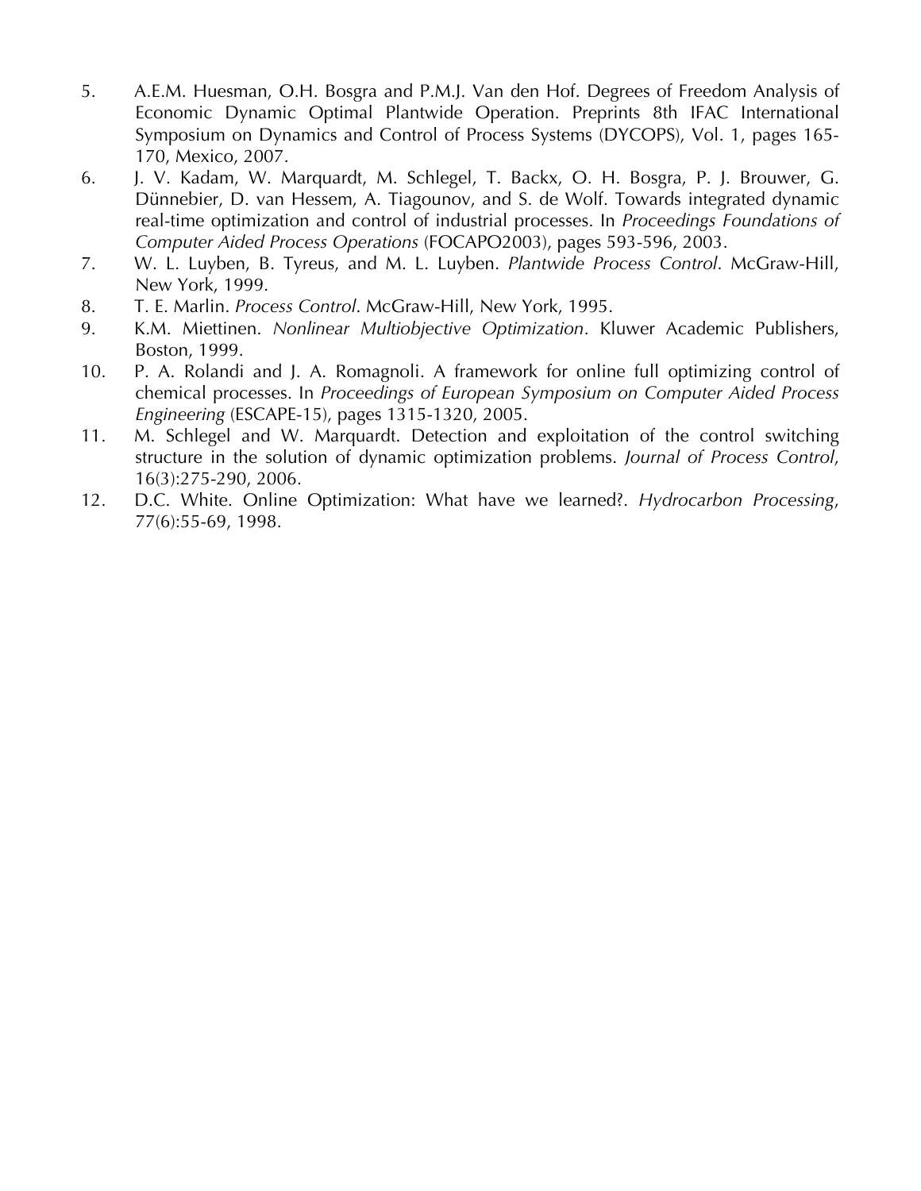5. A.E.M. Huesman, O.H. Bosgra and P.M.J. Van den Hof. Degrees of Freedom Analysis of Economic Dynamic Optimal Plantwide Operation. Preprints 8th IFAC International Symposium on Dynamics and Control of Process Systems (DYCOPS), Vol. 1, pages 165-170, Mexico, 2007.
6. J. V. Kadam, W. Marquardt, M. Schlegel, T. Backx, O. H. Bosgra, P. J. Brouwer, G. Dünnebier, D. van Hessem, A. Tiagounov, and S. de Wolf. Towards integrated dynamic real-time optimization and control of industrial processes. In *Proceedings Foundations of Computer Aided Process Operations* (FOCAPO2003), pages 593-596, 2003.
7. W. L. Luyben, B. Tyreus, and M. L. Luyben. *Plantwide Process Control*. McGraw-Hill, New York, 1999.
8. T. E. Marlin. *Process Control*. McGraw-Hill, New York, 1995.
9. K.M. Miettinen. *Nonlinear Multiobjective Optimization*. Kluwer Academic Publishers, Boston, 1999.
10. P. A. Rolandi and J. A. Romagnoli. A framework for online full optimizing control of chemical processes. In *Proceedings of European Symposium on Computer Aided Process Engineering* (ESCAPE-15), pages 1315-1320, 2005.
11. M. Schlegel and W. Marquardt. Detection and exploitation of the control switching structure in the solution of dynamic optimization problems. *Journal of Process Control*, 16(3):275-290, 2006.
12. D.C. White. Online Optimization: What have we learned?. *Hydrocarbon Processing*, 77(6):55-69, 1998.